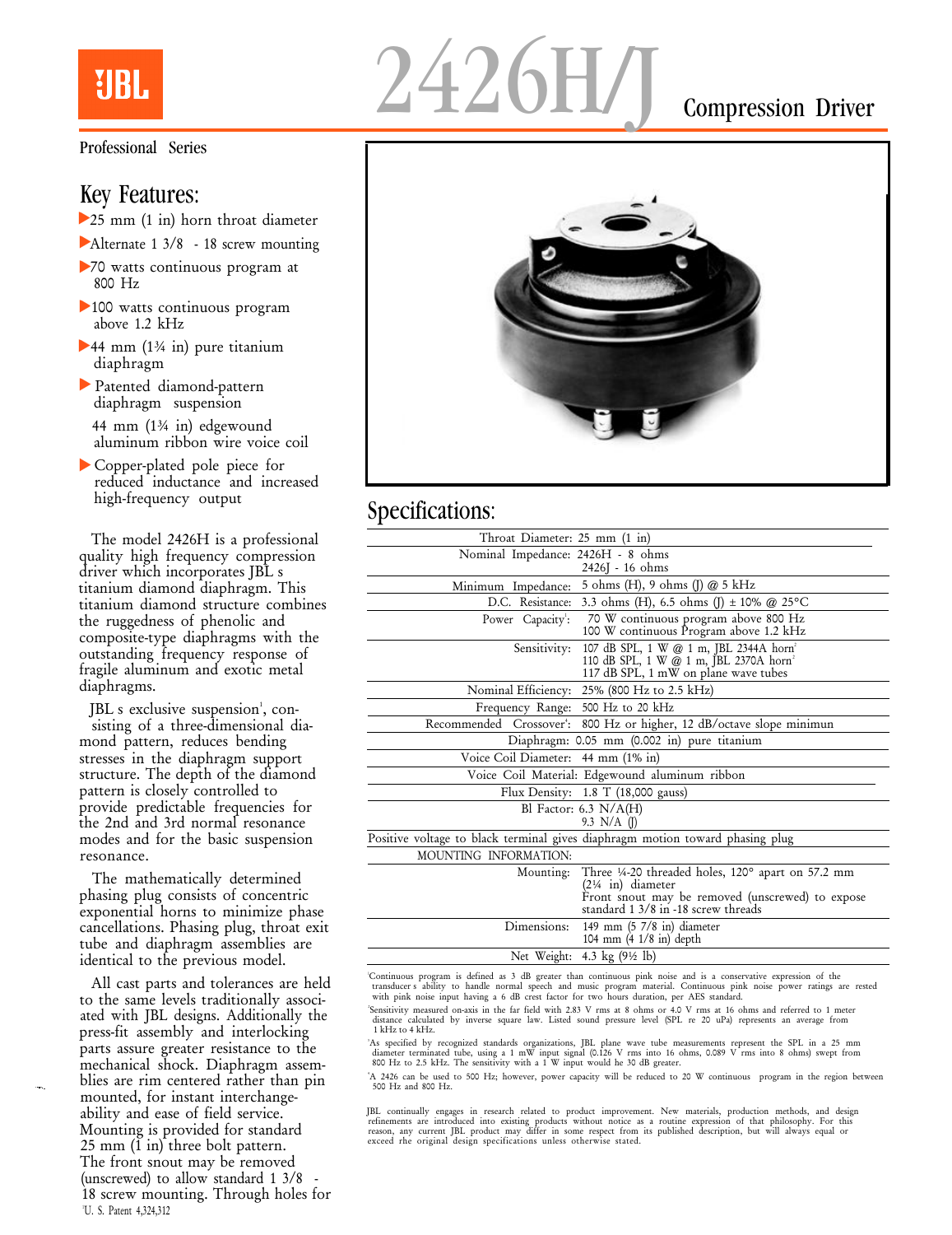# 2426H/J Compression Driver

Professional Series

## Key Features:

- 25 mm (1 in) horn throat diameter
- Alternate 1 3/8 - 18 screw mounting
- 70 watts continuous program at 800 Hz
- 100 watts continuous program above 1.2 kHz
- 44 mm (1¾ in) pure titanium diaphragm
- Patented diamond-pattern diaphragm suspension
- 44 mm (1¾ in) edgewound aluminum ribbon wire voice coil
- Copper-plated pole piece for reduced inductance and increased high-frequency output

The model 2426H is a professional quality high frequency compression driver which incorporates JBL s titanium diamond diaphragm. This titanium diamond structure combines the ruggedness of phenolic and composite-type diaphragms with the outstanding frequency response of fragile aluminum and exotic metal diaphragms.

JBL s exclusive suspension[1], consisting of a three-dimensional diamond pattern, reduces bending stresses in the diaphragm support structure. The depth of the diamond pattern is closely controlled to provide predictable frequencies for the 2nd and 3rd normal resonance modes and for the basic suspension resonance.

The mathematically determined phasing plug consists of concentric exponential horns to minimize phase cancellations. Phasing plug, throat exit tube and diaphragm assemblies are identical to the previous model.

All cast parts and tolerances are held to the same levels traditionally associated with JBL designs. Additionally the press-fit assembly and interlocking parts assure greater resistance to the mechanical shock. Diaphragm assemblies are rim centered rather than pin mounted, for instant interchangeability and ease of field service. Mounting is provided for standard 25 mm (1 in) three bolt pattern. The front snout may be removed (unscrewed) to allow standard 1 3/8 - 18 screw mounting. Through holes for

[1]U. S. Patent 4,324,312

## Specifications:

| | |
|---|---|
| Throat Diameter: | 25 mm (1 in) |
| Nominal Impedance: | 2426H - 8 ohms<br>2426J - 16 ohms |
| Minimum Impedance: | 5 ohms (H), 9 ohms (J) @ 5 kHz |
| D.C. Resistance: | 3.3 ohms (H), 6.5 ohms (J) ± 10% @ 25°C |
| Power Capacity[1]: | 70 W continuous program above 800 Hz<br>100 W continuous Program above 1.2 kHz |
| Sensitivity: | 107 dB SPL, 1 W @ 1 m, JBL 2344A horn[2]<br>110 dB SPL, 1 W @ 1 m, JBL 2370A horn[2]<br>117 dB SPL, 1 mW on plane wave tubes |
| Nominal Efficiency: | 25% (800 Hz to 2.5 kHz) |
| Frequency Range: | 500 Hz to 20 kHz |
| Recommended Crossover[4]: | 800 Hz or higher, 12 dB/octave slope minimun |
| Diaphragm: | 0.05 mm (0.002 in) pure titanium |
| Voice Coil Diameter: | 44 mm (1¾ in) |
| Voice Coil Material: | Edgewound aluminum ribbon |
| Flux Density: | 1.8 T (18,000 gauss) |
| Bl Factor: | 6.3 N/A(H)<br>9.3 N/A (J) |
| Positive voltage to black terminal gives diaphragm motion toward phasing plug | |
| MOUNTING INFORMATION: | |
| Mounting: | Three ¼-20 threaded holes, 120° apart on 57.2 mm (2¼ in) diameter<br>Front snout may be removed (unscrewed) to expose standard 1 3/8 in -18 screw threads |
| Dimensions: | 149 mm (5 7/8 in) diameter<br>104 mm (4 1/8 in) depth |
| Net Weight: | 4.3 kg (9½ lb) |

[1]Continuous program is defined as 3 dB greater than continuous pink noise and is a conservative expression of the transducer s ability to handle normal speech and music program material. Continuous pink noise power ratings are rested with pink noise input having a 6 dB crest factor for two hours duration, per AES standard.

[2]Sensitivity measured on-axis in the far field with 2.83 V rms at 8 ohms or 4.0 V rms at 16 ohms and referred to 1 meter distance calculated by inverse square law. Listed sound pressure level (SPL re 20 uPa) represents an average from 1 kHz to 4 kHz.

[3]As specified by recognized standards organizations, JBL plane wave tube measurements represent the SPL in a 25 mm diameter terminated tube, using a 1 mW input signal (0.126 V rms into 16 ohms, 0.089 V rms into 8 ohms) swept from 800 Hz to 2.5 kHz. The sensitivity with a 1 W input would he 30 dB greater.

[4]A 2426 can be used to 500 Hz; however, power capacity will be reduced to 20 W continuous program in the region between 500 Hz and 800 Hz.

JBL continually engages in research related to product improvement. New materials, production methods, and design refinements are introduced into existing products without notice as a routine expression of that philosophy. For this reason, any current JBL product may differ in some respect from its published description, but will always equal or exceed rhe original design specifications unless otherwise stated.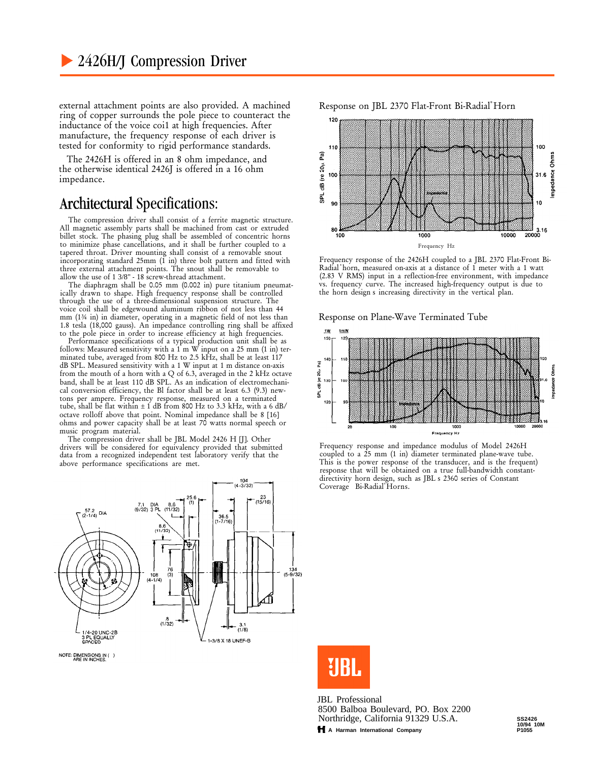# 2426H/J Compression Driver

external attachment points are also provided. A machined ring of copper surrounds the pole piece to counteract the inductance of the voice coi1 at high frequencies. After manufacture, the frequency response of each driver is tested for conformity to rigid performance standards.

The 2426H is offered in an 8 ohm impedance, and the otherwise identical 2426J is offered in a 16 ohm impedance.

## Architectural Specifications:

The compression driver shall consist of a ferrite magnetic structure. All magnetic assembly parts shall be machined from cast or extruded billet stock. The phasing plug shall be assembled of concentric horns to minimize phase cancellations, and it shall be further coupled to a tapered throat. Driver mounting shall consist of a removable snout incorporating standard 25mm (1 in) three bolt pattern and fitted with three external attachment points. The snout shall be removable to allow the use of 1 3/8" - 18 screw-thread attachment.

The diaphragm shall be 0.05 mm (0.002 in) pure titanium pneumatically drawn to shape. High frequency response shall be controlled through the use of a three-dimensional suspension structure. The voice coil shall be edgewound aluminum ribbon of not less than 44 mm (1¾ in) in diameter, operating in a magnetic field of not less than 1.8 tesla (18,000 gauss). An impedance controlling ring shall be affixed to the pole piece in order to increase efficiency at high frequencies.

Performance specifications of a typical production unit shall be as follows: Measured sensitivity with a 1 m W input on a 25 mm (1 in) terminated tube, averaged from 800 Hz to 2.5 kHz, shall be at least 117 dB SPL. Measured sensitivity with a 1 W input at 1 m distance on-axis from the mouth of a horn with a Q of 6.3, averaged in the 2 kHz octave band, shall be at least 110 dB SPL. As an indication of electromechanical conversion efficiency, the Bl factor shall be at least 6.3 (9.3) newtons per ampere. Frequency response, measured on a terminated tube, shall be flat within ± 1 dB from 800 Hz to 3.3 kHz, with a 6 dB/octave rolloff above that point. Nominal impedance shall be 8 [16] ohms and power capacity shall be at least 70 watts normal speech or music program material.

The compression driver shall be JBL Model 2426 H [J]. Other drivers will be considered for equivalency provided that submitted data from a recognized independent test laboratory verify that the above performance specifications are met.

57.2 (2-1/4) DIA
7.1 DIA (9/32) 3 PL
8.6 (11/32)
25.6 (1)
104 (4-3/32)
23 (15/16)
36.5 (1-7/16)
8.6 (11/32)
108 (4-1/4)
76 (3)
134 (5-9/32)
8 (1/32)
3.1 (1/8)
1/4-20 UNC-2B 3 PL EQUALLY SPACED
1-3/8 X 18 UNEF-B

NOTE: DIMENSIONS IN ( ) ARE IN INCHES.

### Response on JBL 2370 Flat-Front Bi-Radial® Horn

SPL dB (re 20μ Pa)
Impedance Ohms
Frequency Hz

Frequency response of the 2426H coupled to a JBL 2370 Flat-Front Bi-Radial® horn, measured on-axis at a distance of 1 meter with a 1 watt (2.83 V RMS) input in a reflection-free environment, with impedance vs. frequency curve. The increased high-frequency output is due to the horn design s increasing directivity in the vertical plan.

### Response on Plane-Wave Terminated Tube

1W
1mW
SPL dB (re 20μ Pa)
Impedance Ohms
Frequency Hz

Frequency response and impedance modulus of Model 2426H coupled to a 25 mm (1 in) diameter terminated plane-wave tube. This is the power response of the transducer, and is the frequent) response that will be obtained on a true full-bandwidth constant-directivity horn design, such as JBL s 2360 series of Constant Coverage Bi-Radial® Horns.

JBL

JBL Professional
8500 Balboa Boulevard, PO. Box 2200
Northridge, California 91329 U.S.A.

A Harman International Company

SS2426
10/94 10M
P1055